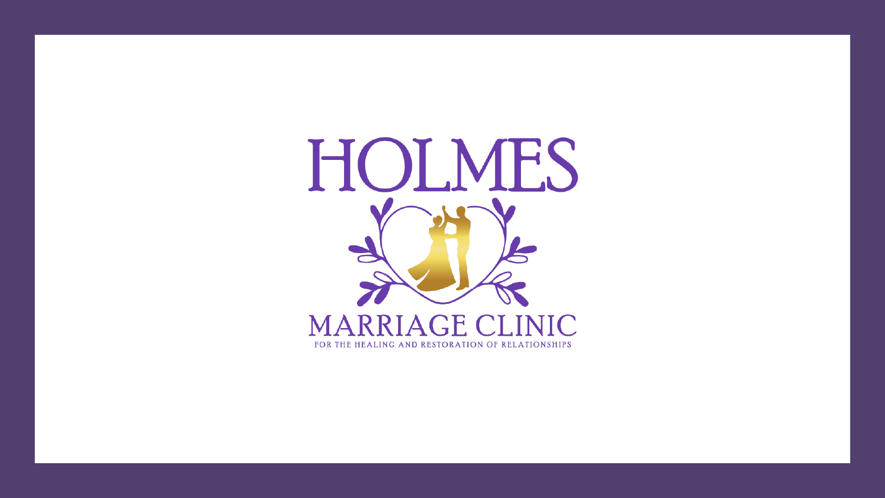# HOLMES

## MARRIAGE CLINIC

FOR THE HEALING AND RESTORATION OF RELATIONSHIPS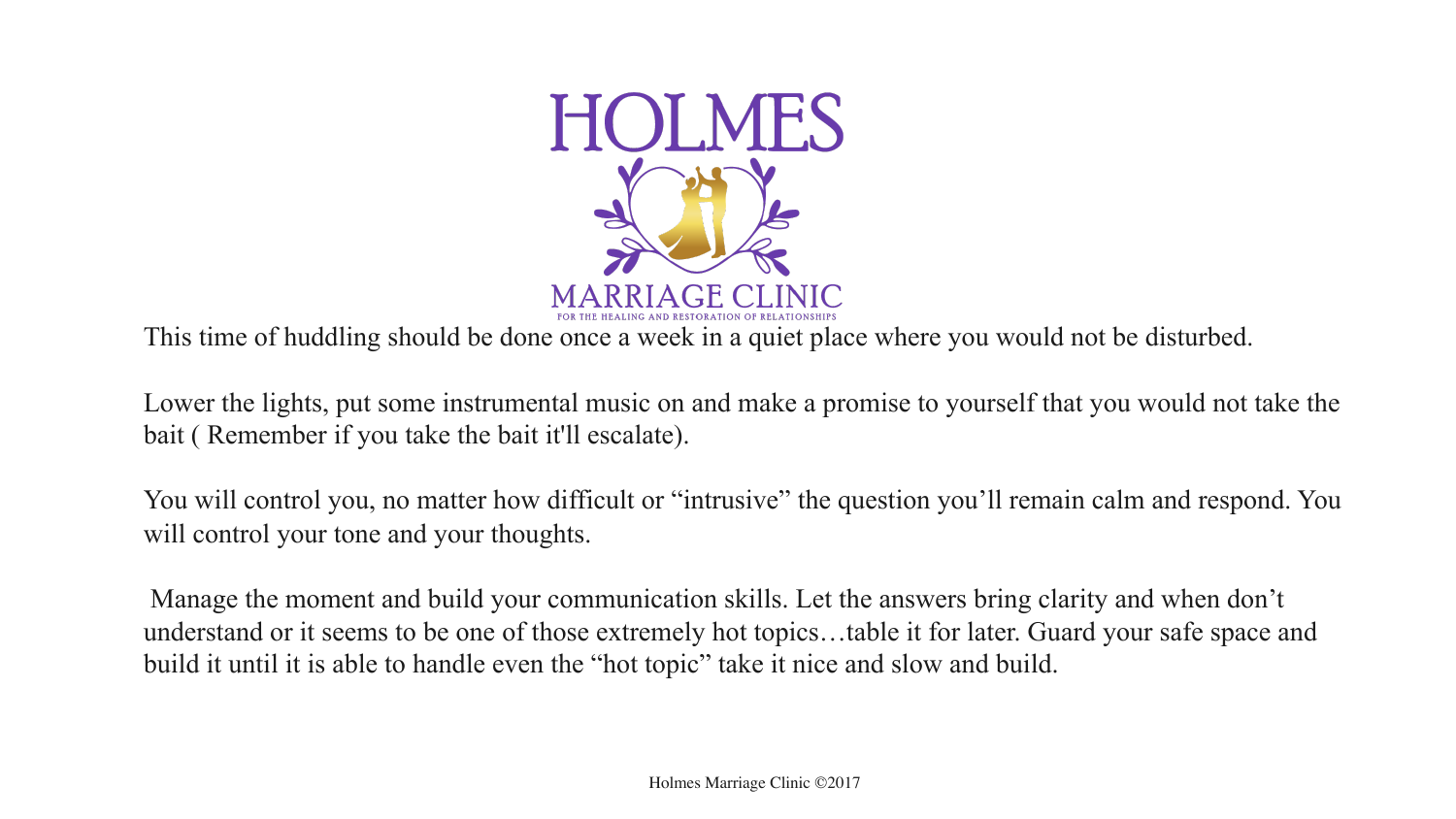This time of huddling should be done once a week in a quiet place where you would not be disturbed.

Lower the lights, put some instrumental music on and make a promise to yourself that you would not take the bait ( Remember if you take the bait it'll escalate).

You will control you, no matter how difficult or "intrusive" the question you'll remain calm and respond. You will control your tone and your thoughts.

Manage the moment and build your communication skills. Let the answers bring clarity and when don't understand or it seems to be one of those extremely hot topics…table it for later. Guard your safe space and build it until it is able to handle even the "hot topic" take it nice and slow and build.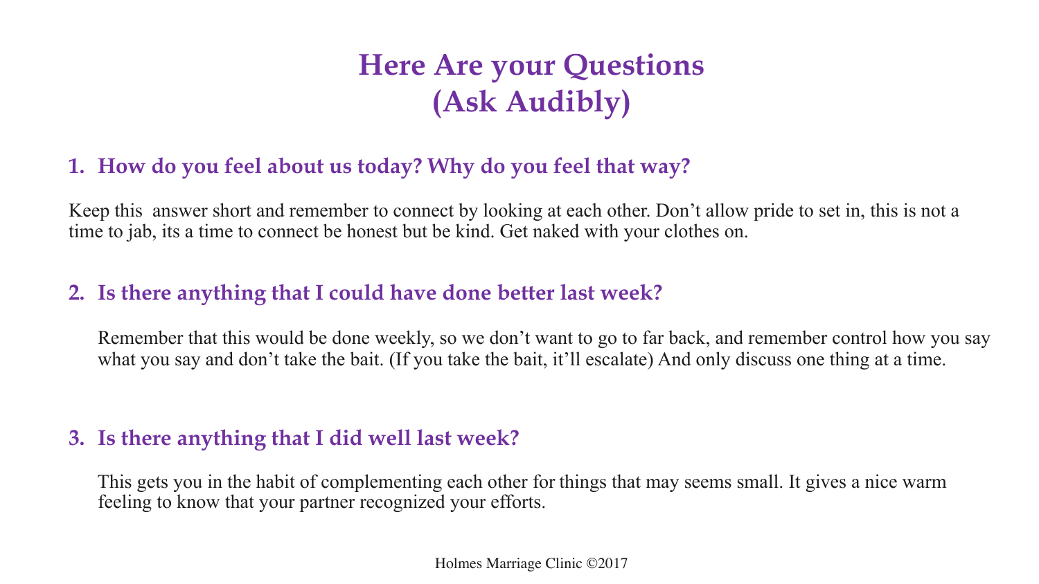# Here Are your Questions (Ask Audibly)

## 1. How do you feel about us today? Why do you feel that way?

Keep this  answer short and remember to connect by looking at each other. Don't allow pride to set in, this is not a time to jab, its a time to connect be honest but be kind. Get naked with your clothes on.

## 2. Is there anything that I could have done better last week?

Remember that this would be done weekly, so we don't want to go to far back, and remember control how you say what you say and don't take the bait. (If you take the bait, it'll escalate) And only discuss one thing at a time.

## 3. Is there anything that I did well last week?

This gets you in the habit of complementing each other for things that may seems small. It gives a nice warm feeling to know that your partner recognized your efforts.

Holmes Marriage Clinic ©2017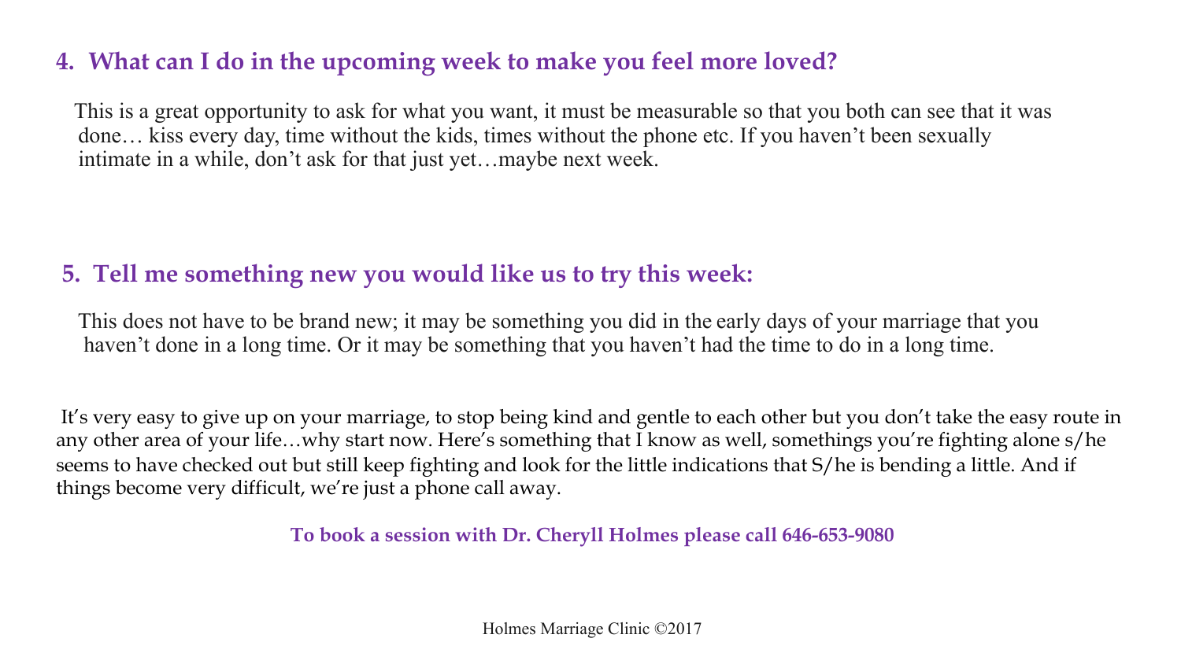## 4. What can I do in the upcoming week to make you feel more loved?

This is a great opportunity to ask for what you want, it must be measurable so that you both can see that it was done… kiss every day, time without the kids, times without the phone etc. If you haven't been sexually intimate in a while, don't ask for that just yet…maybe next week.

## 5. Tell me something new you would like us to try this week:

This does not have to be brand new; it may be something you did in the early days of your marriage that you haven't done in a long time. Or it may be something that you haven't had the time to do in a long time.

It's very easy to give up on your marriage, to stop being kind and gentle to each other but you don't take the easy route in any other area of your life…why start now. Here's something that I know as well, somethings you're fighting alone s/he seems to have checked out but still keep fighting and look for the little indications that S/he is bending a little. And if things become very difficult, we're just a phone call away.

**To book a session with Dr. Cheryll Holmes please call 646-653-9080**

Holmes Marriage Clinic ©2017